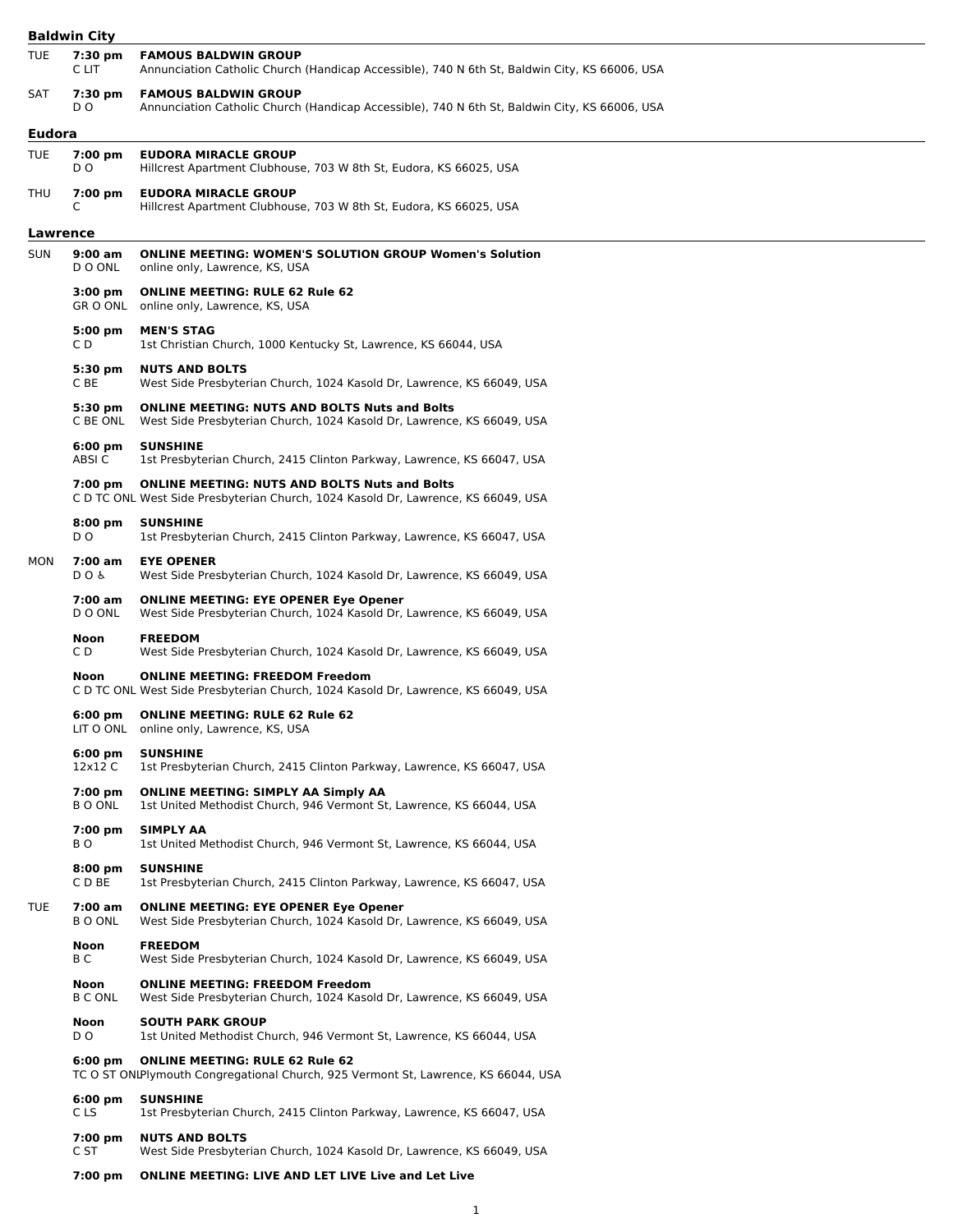## Baldwin City

| | | | |
|---|---|---|---|
| TUE | **7:30 pm** C LIT | **FAMOUS BALDWIN GROUP** Annunciation Catholic Church (Handicap Accessible), 740 N 6th St, Baldwin City, KS 66006, USA |
| SAT | **7:30 pm** D O | **FAMOUS BALDWIN GROUP** Annunciation Catholic Church (Handicap Accessible), 740 N 6th St, Baldwin City, KS 66006, USA |

## Eudora

| | | |
|---|---|---|
| TUE | **7:00 pm** D O | **EUDORA MIRACLE GROUP** Hillcrest Apartment Clubhouse, 703 W 8th St, Eudora, KS 66025, USA |
| THU | **7:00 pm** C | **EUDORA MIRACLE GROUP** Hillcrest Apartment Clubhouse, 703 W 8th St, Eudora, KS 66025, USA |

## Lawrence

| | | |
|---|---|---|
| SUN | **9:00 am** D O ONL | **ONLINE MEETING: WOMEN'S SOLUTION GROUP Women's Solution** online only, Lawrence, KS, USA |
| | **3:00 pm** GR O ONL | **ONLINE MEETING: RULE 62 Rule 62** online only, Lawrence, KS, USA |
| | **5:00 pm** C D | **MEN'S STAG** 1st Christian Church, 1000 Kentucky St, Lawrence, KS 66044, USA |
| | **5:30 pm** C BE | **NUTS AND BOLTS** West Side Presbyterian Church, 1024 Kasold Dr, Lawrence, KS 66049, USA |
| | **5:30 pm** C BE ONL | **ONLINE MEETING: NUTS AND BOLTS Nuts and Bolts** West Side Presbyterian Church, 1024 Kasold Dr, Lawrence, KS 66049, USA |
| | **6:00 pm** ABSI C | **SUNSHINE** 1st Presbyterian Church, 2415 Clinton Parkway, Lawrence, KS 66047, USA |
| | **7:00 pm** C D TC ONL | **ONLINE MEETING: NUTS AND BOLTS Nuts and Bolts** West Side Presbyterian Church, 1024 Kasold Dr, Lawrence, KS 66049, USA |
| | **8:00 pm** D O | **SUNSHINE** 1st Presbyterian Church, 2415 Clinton Parkway, Lawrence, KS 66047, USA |
| MON | **7:00 am** D O ♿ | **EYE OPENER** West Side Presbyterian Church, 1024 Kasold Dr, Lawrence, KS 66049, USA |
| | **7:00 am** D O ONL | **ONLINE MEETING: EYE OPENER Eye Opener** West Side Presbyterian Church, 1024 Kasold Dr, Lawrence, KS 66049, USA |
| | **Noon** C D | **FREEDOM** West Side Presbyterian Church, 1024 Kasold Dr, Lawrence, KS 66049, USA |
| | **Noon** C D TC ONL | **ONLINE MEETING: FREEDOM Freedom** West Side Presbyterian Church, 1024 Kasold Dr, Lawrence, KS 66049, USA |
| | **6:00 pm** LIT O ONL | **ONLINE MEETING: RULE 62 Rule 62** online only, Lawrence, KS, USA |
| | **6:00 pm** 12x12 C | **SUNSHINE** 1st Presbyterian Church, 2415 Clinton Parkway, Lawrence, KS 66047, USA |
| | **7:00 pm** B O ONL | **ONLINE MEETING: SIMPLY AA Simply AA** 1st United Methodist Church, 946 Vermont St, Lawrence, KS 66044, USA |
| | **7:00 pm** B O | **SIMPLY AA** 1st United Methodist Church, 946 Vermont St, Lawrence, KS 66044, USA |
| | **8:00 pm** C D BE | **SUNSHINE** 1st Presbyterian Church, 2415 Clinton Parkway, Lawrence, KS 66047, USA |
| TUE | **7:00 am** B O ONL | **ONLINE MEETING: EYE OPENER Eye Opener** West Side Presbyterian Church, 1024 Kasold Dr, Lawrence, KS 66049, USA |
| | **Noon** B C | **FREEDOM** West Side Presbyterian Church, 1024 Kasold Dr, Lawrence, KS 66049, USA |
| | **Noon** B C ONL | **ONLINE MEETING: FREEDOM Freedom** West Side Presbyterian Church, 1024 Kasold Dr, Lawrence, KS 66049, USA |
| | **Noon** D O | **SOUTH PARK GROUP** 1st United Methodist Church, 946 Vermont St, Lawrence, KS 66044, USA |
| | **6:00 pm** TC O ST ONL | **ONLINE MEETING: RULE 62 Rule 62** Plymouth Congregational Church, 925 Vermont St, Lawrence, KS 66044, USA |
| | **6:00 pm** C LS | **SUNSHINE** 1st Presbyterian Church, 2415 Clinton Parkway, Lawrence, KS 66047, USA |
| | **7:00 pm** C ST | **NUTS AND BOLTS** West Side Presbyterian Church, 1024 Kasold Dr, Lawrence, KS 66049, USA |
| | **7:00 pm** | **ONLINE MEETING: LIVE AND LET LIVE Live and Let Live** |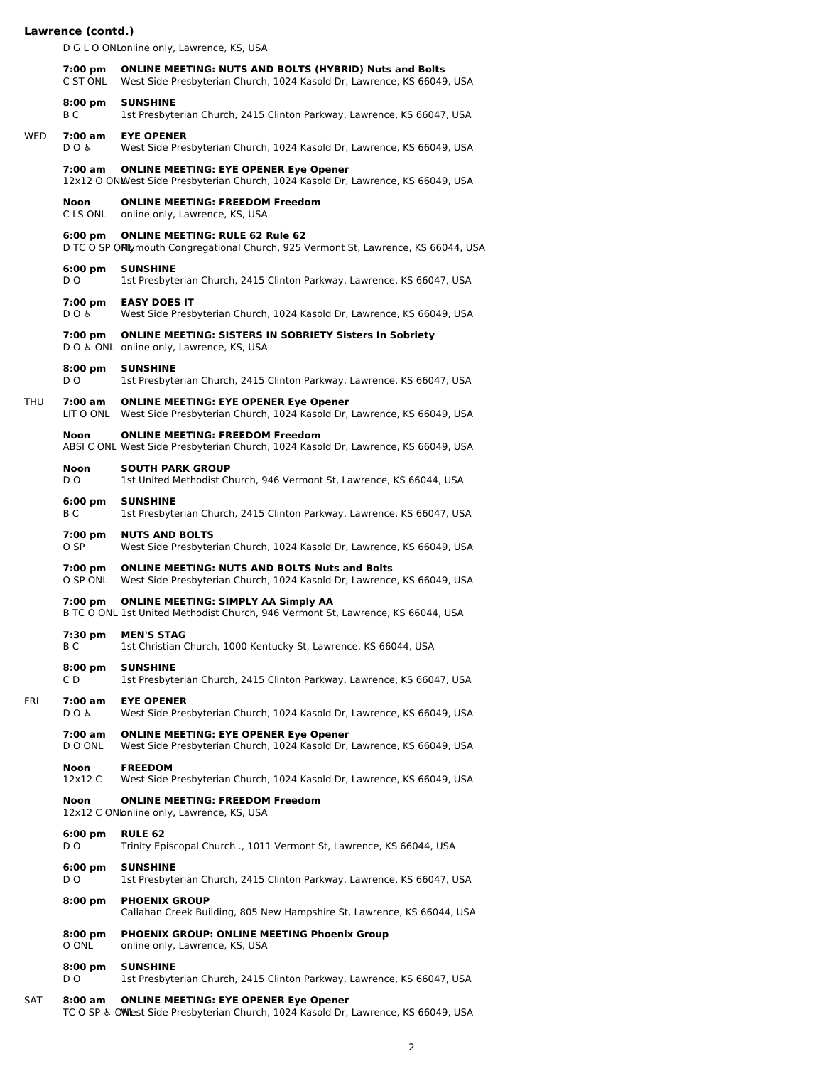## Lawrence (contd.)

D G L O ONL online only, Lawrence, KS, USA

**7:00 pm** **ONLINE MEETING: NUTS AND BOLTS (HYBRID) Nuts and Bolts**
C ST ONL West Side Presbyterian Church, 1024 Kasold Dr, Lawrence, KS 66049, USA

**8:00 pm** **SUNSHINE**
B C 1st Presbyterian Church, 2415 Clinton Parkway, Lawrence, KS 66047, USA

WED

**7:00 am** **EYE OPENER**
D O ♿ West Side Presbyterian Church, 1024 Kasold Dr, Lawrence, KS 66049, USA

**7:00 am** **ONLINE MEETING: EYE OPENER Eye Opener**
12x12 O ONL West Side Presbyterian Church, 1024 Kasold Dr, Lawrence, KS 66049, USA

**Noon** **ONLINE MEETING: FREEDOM Freedom**
C LS ONL online only, Lawrence, KS, USA

**6:00 pm** **ONLINE MEETING: RULE 62 Rule 62**
D TC O SP ONL Plymouth Congregational Church, 925 Vermont St, Lawrence, KS 66044, USA

**6:00 pm** **SUNSHINE**
D O 1st Presbyterian Church, 2415 Clinton Parkway, Lawrence, KS 66047, USA

**7:00 pm** **EASY DOES IT**
D O ♿ West Side Presbyterian Church, 1024 Kasold Dr, Lawrence, KS 66049, USA

**7:00 pm** **ONLINE MEETING: SISTERS IN SOBRIETY Sisters In Sobriety**
D O ♿ ONL online only, Lawrence, KS, USA

**8:00 pm** **SUNSHINE**
D O 1st Presbyterian Church, 2415 Clinton Parkway, Lawrence, KS 66047, USA

THU

**7:00 am** **ONLINE MEETING: EYE OPENER Eye Opener**
LIT O ONL West Side Presbyterian Church, 1024 Kasold Dr, Lawrence, KS 66049, USA

**Noon** **ONLINE MEETING: FREEDOM Freedom**
ABSI C ONL West Side Presbyterian Church, 1024 Kasold Dr, Lawrence, KS 66049, USA

**Noon** **SOUTH PARK GROUP**
D O 1st United Methodist Church, 946 Vermont St, Lawrence, KS 66044, USA

**6:00 pm** **SUNSHINE**
B C 1st Presbyterian Church, 2415 Clinton Parkway, Lawrence, KS 66047, USA

**7:00 pm** **NUTS AND BOLTS**
O SP West Side Presbyterian Church, 1024 Kasold Dr, Lawrence, KS 66049, USA

**7:00 pm** **ONLINE MEETING: NUTS AND BOLTS Nuts and Bolts**
O SP ONL West Side Presbyterian Church, 1024 Kasold Dr, Lawrence, KS 66049, USA

**7:00 pm** **ONLINE MEETING: SIMPLY AA Simply AA**
B TC O ONL 1st United Methodist Church, 946 Vermont St, Lawrence, KS 66044, USA

**7:30 pm** **MEN'S STAG**
B C 1st Christian Church, 1000 Kentucky St, Lawrence, KS 66044, USA

**8:00 pm** **SUNSHINE**
C D 1st Presbyterian Church, 2415 Clinton Parkway, Lawrence, KS 66047, USA

FRI

**7:00 am** **EYE OPENER**
D O ♿ West Side Presbyterian Church, 1024 Kasold Dr, Lawrence, KS 66049, USA

**7:00 am** **ONLINE MEETING: EYE OPENER Eye Opener**
D O ONL West Side Presbyterian Church, 1024 Kasold Dr, Lawrence, KS 66049, USA

**Noon** **FREEDOM**
12x12 C West Side Presbyterian Church, 1024 Kasold Dr, Lawrence, KS 66049, USA

**Noon** **ONLINE MEETING: FREEDOM Freedom**
12x12 C ONL online only, Lawrence, KS, USA

**6:00 pm** **RULE 62**
D O Trinity Episcopal Church ., 1011 Vermont St, Lawrence, KS 66044, USA

**6:00 pm** **SUNSHINE**
D O 1st Presbyterian Church, 2415 Clinton Parkway, Lawrence, KS 66047, USA

**8:00 pm** **PHOENIX GROUP**
Callahan Creek Building, 805 New Hampshire St, Lawrence, KS 66044, USA

**8:00 pm** **PHOENIX GROUP: ONLINE MEETING Phoenix Group**
O ONL online only, Lawrence, KS, USA

**8:00 pm** **SUNSHINE**
D O 1st Presbyterian Church, 2415 Clinton Parkway, Lawrence, KS 66047, USA

SAT

**8:00 am** **ONLINE MEETING: EYE OPENER Eye Opener**
TC O SP ♿ ONL West Side Presbyterian Church, 1024 Kasold Dr, Lawrence, KS 66049, USA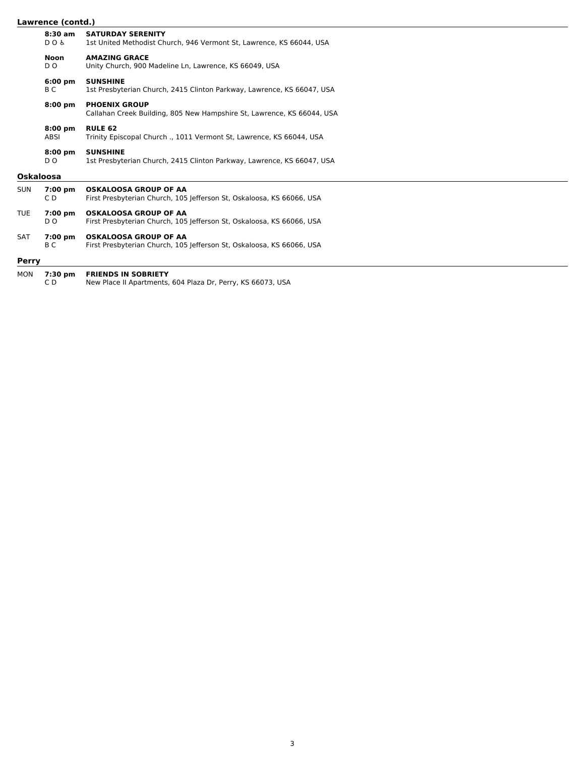## Lawrence (contd.)

| | | |
|---|---|---|
| | **8:30 am**<br>D O ♿ | **SATURDAY SERENITY**<br>1st United Methodist Church, 946 Vermont St, Lawrence, KS 66044, USA |
| | **Noon**<br>D O | **AMAZING GRACE**<br>Unity Church, 900 Madeline Ln, Lawrence, KS 66049, USA |
| | **6:00 pm**<br>B C | **SUNSHINE**<br>1st Presbyterian Church, 2415 Clinton Parkway, Lawrence, KS 66047, USA |
| | **8:00 pm** | **PHOENIX GROUP**<br>Callahan Creek Building, 805 New Hampshire St, Lawrence, KS 66044, USA |
| | **8:00 pm**<br>ABSI | **RULE 62**<br>Trinity Episcopal Church ., 1011 Vermont St, Lawrence, KS 66044, USA |
| | **8:00 pm**<br>D O | **SUNSHINE**<br>1st Presbyterian Church, 2415 Clinton Parkway, Lawrence, KS 66047, USA |

## Oskaloosa

| | | |
|---|---|---|
| SUN | **7:00 pm**<br>C D | **OSKALOOSA GROUP OF AA**<br>First Presbyterian Church, 105 Jefferson St, Oskaloosa, KS 66066, USA |
| TUE | **7:00 pm**<br>D O | **OSKALOOSA GROUP OF AA**<br>First Presbyterian Church, 105 Jefferson St, Oskaloosa, KS 66066, USA |
| SAT | **7:00 pm**<br>B C | **OSKALOOSA GROUP OF AA**<br>First Presbyterian Church, 105 Jefferson St, Oskaloosa, KS 66066, USA |

## Perry

| | | |
|---|---|---|
| MON | **7:30 pm**<br>C D | **FRIENDS IN SOBRIETY**<br>New Place II Apartments, 604 Plaza Dr, Perry, KS 66073, USA |